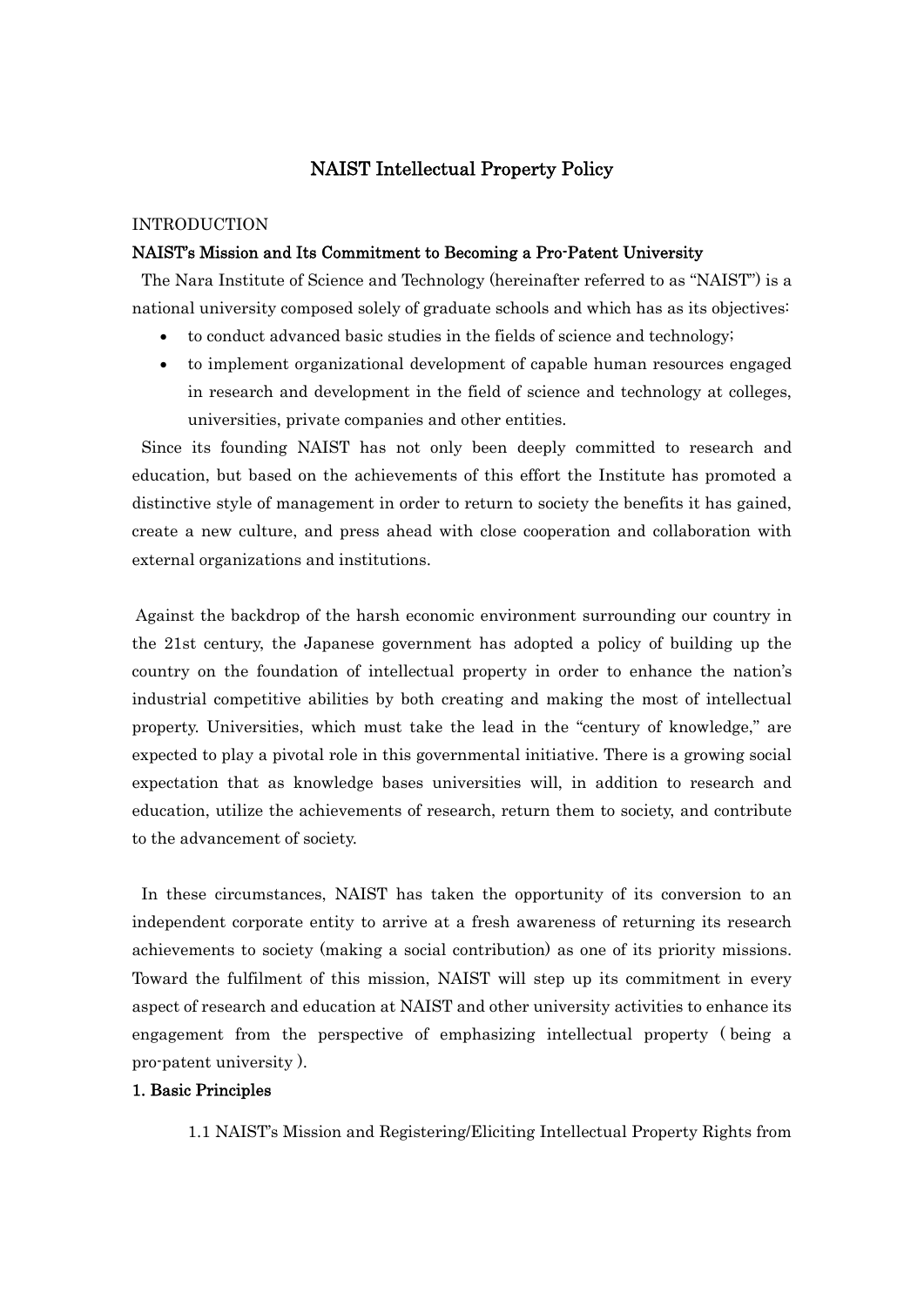# NAIST Intellectual Property Policy

INTRODUCTION

**NAIST's Mission and Its Commitment to Becoming a Pro-Patent University**

The Nara Institute of Science and Technology (hereinafter referred to as "NAIST") is a national university composed solely of graduate schools and which has as its objectives:

- to conduct advanced basic studies in the fields of science and technology;
- to implement organizational development of capable human resources engaged in research and development in the field of science and technology at colleges, universities, private companies and other entities.

Since its founding NAIST has not only been deeply committed to research and education, but based on the achievements of this effort the Institute has promoted a distinctive style of management in order to return to society the benefits it has gained, create a new culture, and press ahead with close cooperation and collaboration with external organizations and institutions.

Against the backdrop of the harsh economic environment surrounding our country in the 21st century, the Japanese government has adopted a policy of building up the country on the foundation of intellectual property in order to enhance the nation's industrial competitive abilities by both creating and making the most of intellectual property. Universities, which must take the lead in the "century of knowledge," are expected to play a pivotal role in this governmental initiative. There is a growing social expectation that as knowledge bases universities will, in addition to research and education, utilize the achievements of research, return them to society, and contribute to the advancement of society.

In these circumstances, NAIST has taken the opportunity of its conversion to an independent corporate entity to arrive at a fresh awareness of returning its research achievements to society (making a social contribution) as one of its priority missions. Toward the fulfilment of this mission, NAIST will step up its commitment in every aspect of research and education at NAIST and other university activities to enhance its engagement from the perspective of emphasizing intellectual property ( being a pro-patent university ).

**1. Basic Principles**

1.1 NAIST's Mission and Registering/Eliciting Intellectual Property Rights from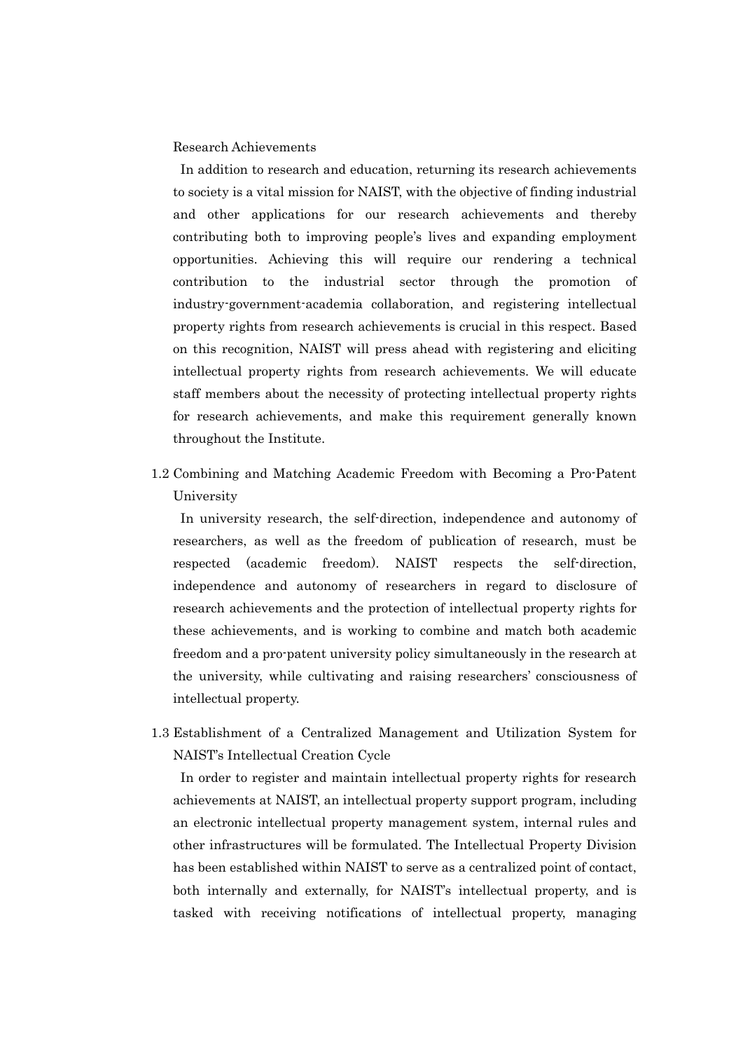Research Achievements

In addition to research and education, returning its research achievements to society is a vital mission for NAIST, with the objective of finding industrial and other applications for our research achievements and thereby contributing both to improving people's lives and expanding employment opportunities. Achieving this will require our rendering a technical contribution to the industrial sector through the promotion of industry-government-academia collaboration, and registering intellectual property rights from research achievements is crucial in this respect. Based on this recognition, NAIST will press ahead with registering and eliciting intellectual property rights from research achievements. We will educate staff members about the necessity of protecting intellectual property rights for research achievements, and make this requirement generally known throughout the Institute.

### 1.2 Combining and Matching Academic Freedom with Becoming a Pro-Patent University

In university research, the self-direction, independence and autonomy of researchers, as well as the freedom of publication of research, must be respected (academic freedom). NAIST respects the self-direction, independence and autonomy of researchers in regard to disclosure of research achievements and the protection of intellectual property rights for these achievements, and is working to combine and match both academic freedom and a pro-patent university policy simultaneously in the research at the university, while cultivating and raising researchers' consciousness of intellectual property.

### 1.3 Establishment of a Centralized Management and Utilization System for NAIST's Intellectual Creation Cycle

In order to register and maintain intellectual property rights for research achievements at NAIST, an intellectual property support program, including an electronic intellectual property management system, internal rules and other infrastructures will be formulated. The Intellectual Property Division has been established within NAIST to serve as a centralized point of contact, both internally and externally, for NAIST's intellectual property, and is tasked with receiving notifications of intellectual property, managing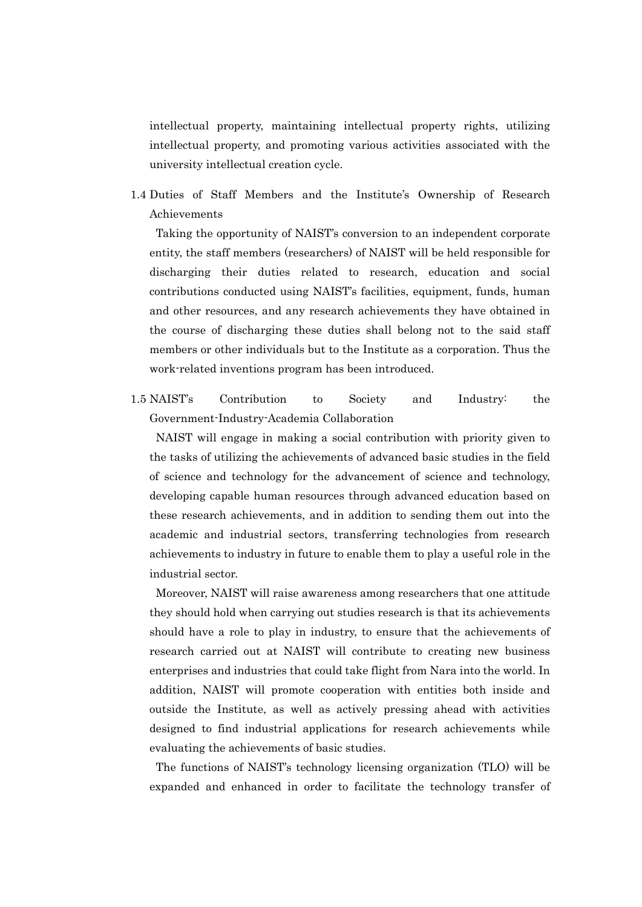intellectual property, maintaining intellectual property rights, utilizing intellectual property, and promoting various activities associated with the university intellectual creation cycle.

### 1.4 Duties of Staff Members and the Institute's Ownership of Research Achievements

Taking the opportunity of NAIST's conversion to an independent corporate entity, the staff members (researchers) of NAIST will be held responsible for discharging their duties related to research, education and social contributions conducted using NAIST's facilities, equipment, funds, human and other resources, and any research achievements they have obtained in the course of discharging these duties shall belong not to the said staff members or other individuals but to the Institute as a corporation. Thus the work-related inventions program has been introduced.

### 1.5 NAIST's Contribution to Society and Industry: the Government-Industry-Academia Collaboration

NAIST will engage in making a social contribution with priority given to the tasks of utilizing the achievements of advanced basic studies in the field of science and technology for the advancement of science and technology, developing capable human resources through advanced education based on these research achievements, and in addition to sending them out into the academic and industrial sectors, transferring technologies from research achievements to industry in future to enable them to play a useful role in the industrial sector.

Moreover, NAIST will raise awareness among researchers that one attitude they should hold when carrying out studies research is that its achievements should have a role to play in industry, to ensure that the achievements of research carried out at NAIST will contribute to creating new business enterprises and industries that could take flight from Nara into the world. In addition, NAIST will promote cooperation with entities both inside and outside the Institute, as well as actively pressing ahead with activities designed to find industrial applications for research achievements while evaluating the achievements of basic studies.

The functions of NAIST's technology licensing organization (TLO) will be expanded and enhanced in order to facilitate the technology transfer of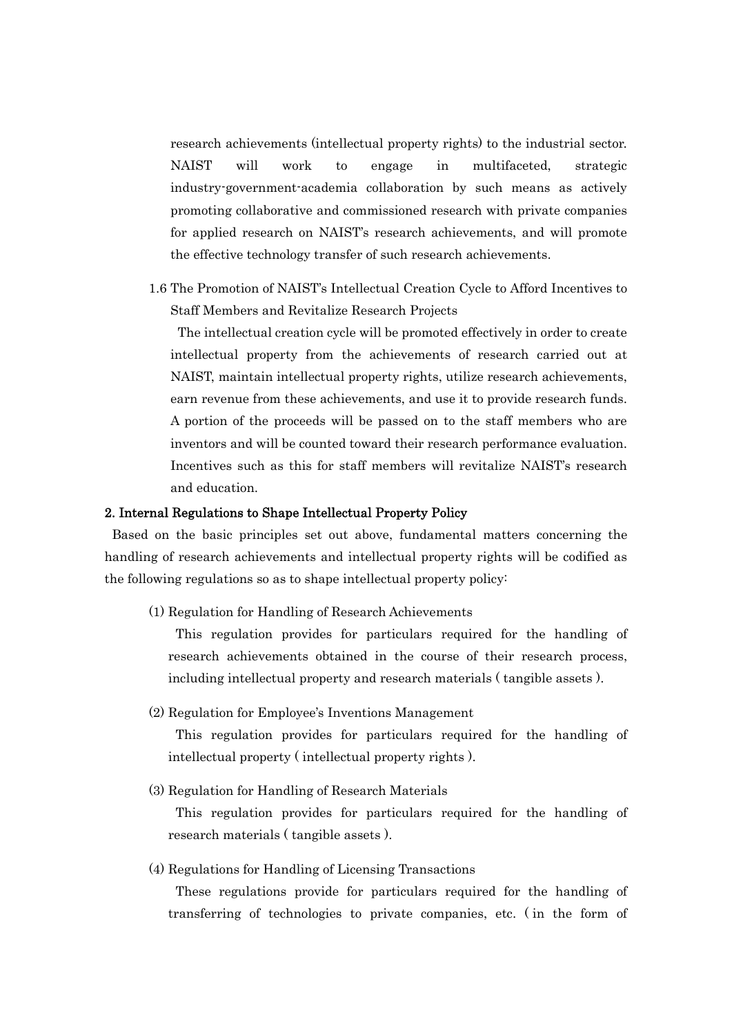research achievements (intellectual property rights) to the industrial sector. NAIST will work to engage in multifaceted, strategic industry-government-academia collaboration by such means as actively promoting collaborative and commissioned research with private companies for applied research on NAIST's research achievements, and will promote the effective technology transfer of such research achievements.

1.6 The Promotion of NAIST's Intellectual Creation Cycle to Afford Incentives to Staff Members and Revitalize Research Projects

The intellectual creation cycle will be promoted effectively in order to create intellectual property from the achievements of research carried out at NAIST, maintain intellectual property rights, utilize research achievements, earn revenue from these achievements, and use it to provide research funds. A portion of the proceeds will be passed on to the staff members who are inventors and will be counted toward their research performance evaluation. Incentives such as this for staff members will revitalize NAIST's research and education.

## 2. Internal Regulations to Shape Intellectual Property Policy

Based on the basic principles set out above, fundamental matters concerning the handling of research achievements and intellectual property rights will be codified as the following regulations so as to shape intellectual property policy:

(1) Regulation for Handling of Research Achievements

This regulation provides for particulars required for the handling of research achievements obtained in the course of their research process, including intellectual property and research materials ( tangible assets ).

(2) Regulation for Employee's Inventions Management

This regulation provides for particulars required for the handling of intellectual property ( intellectual property rights ).

(3) Regulation for Handling of Research Materials

This regulation provides for particulars required for the handling of research materials ( tangible assets ).

(4) Regulations for Handling of Licensing Transactions

These regulations provide for particulars required for the handling of transferring of technologies to private companies, etc. ( in the form of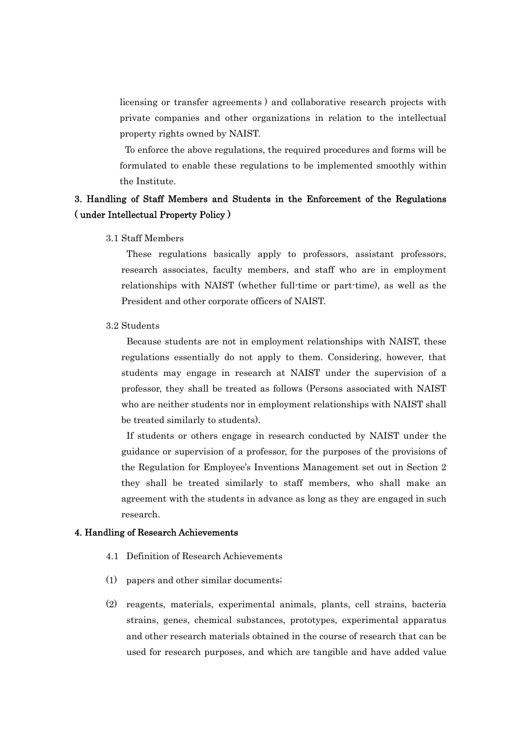licensing or transfer agreements ) and collaborative research projects with private companies and other organizations in relation to the intellectual property rights owned by NAIST.

To enforce the above regulations, the required procedures and forms will be formulated to enable these regulations to be implemented smoothly within the Institute.

## 3. Handling of Staff Members and Students in the Enforcement of the Regulations ( under Intellectual Property Policy )

3.1 Staff Members

These regulations basically apply to professors, assistant professors, research associates, faculty members, and staff who are in employment relationships with NAIST (whether full-time or part-time), as well as the President and other corporate officers of NAIST.

3.2 Students

Because students are not in employment relationships with NAIST, these regulations essentially do not apply to them. Considering, however, that students may engage in research at NAIST under the supervision of a professor, they shall be treated as follows (Persons associated with NAIST who are neither students nor in employment relationships with NAIST shall be treated similarly to students).

If students or others engage in research conducted by NAIST under the guidance or supervision of a professor, for the purposes of the provisions of the Regulation for Employee's Inventions Management set out in Section 2 they shall be treated similarly to staff members, who shall make an agreement with the students in advance as long as they are engaged in such research.

## 4. Handling of Research Achievements

4.1 Definition of Research Achievements

(1) papers and other similar documents;

(2) reagents, materials, experimental animals, plants, cell strains, bacteria strains, genes, chemical substances, prototypes, experimental apparatus and other research materials obtained in the course of research that can be used for research purposes, and which are tangible and have added value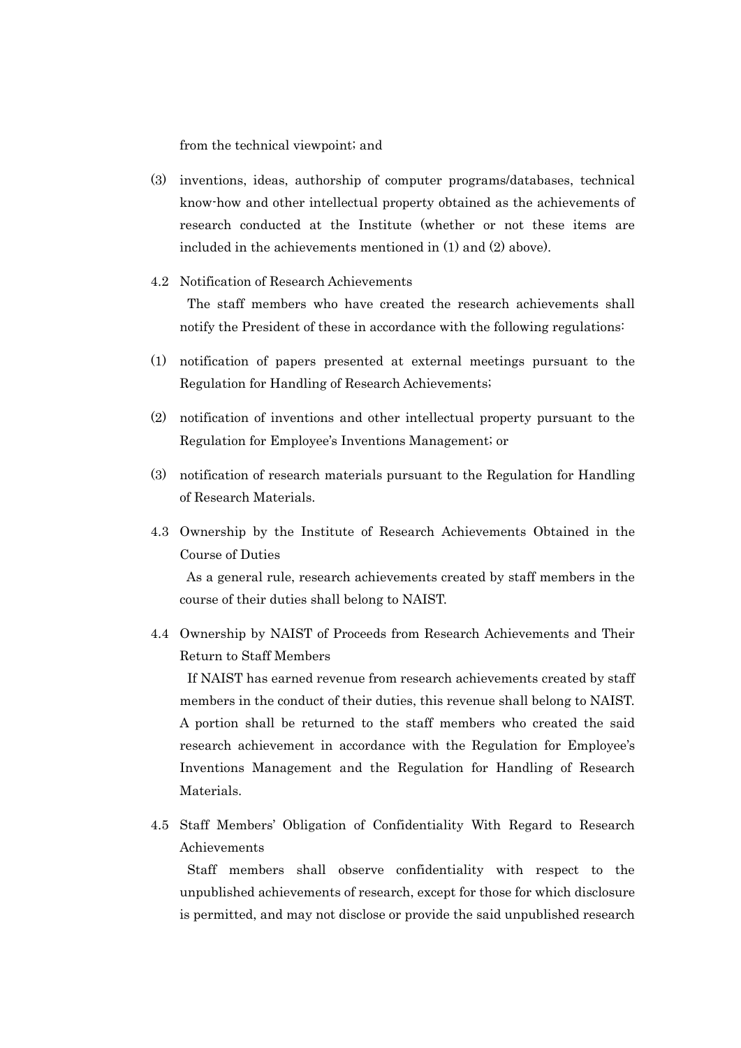from the technical viewpoint; and

(3) inventions, ideas, authorship of computer programs/databases, technical know-how and other intellectual property obtained as the achievements of research conducted at the Institute (whether or not these items are included in the achievements mentioned in (1) and (2) above).

4.2 Notification of Research Achievements

The staff members who have created the research achievements shall notify the President of these in accordance with the following regulations:

(1) notification of papers presented at external meetings pursuant to the Regulation for Handling of Research Achievements;

(2) notification of inventions and other intellectual property pursuant to the Regulation for Employee's Inventions Management; or

(3) notification of research materials pursuant to the Regulation for Handling of Research Materials.

4.3 Ownership by the Institute of Research Achievements Obtained in the Course of Duties

As a general rule, research achievements created by staff members in the course of their duties shall belong to NAIST.

4.4 Ownership by NAIST of Proceeds from Research Achievements and Their Return to Staff Members

If NAIST has earned revenue from research achievements created by staff members in the conduct of their duties, this revenue shall belong to NAIST. A portion shall be returned to the staff members who created the said research achievement in accordance with the Regulation for Employee's Inventions Management and the Regulation for Handling of Research Materials.

4.5 Staff Members' Obligation of Confidentiality With Regard to Research Achievements

Staff members shall observe confidentiality with respect to the unpublished achievements of research, except for those for which disclosure is permitted, and may not disclose or provide the said unpublished research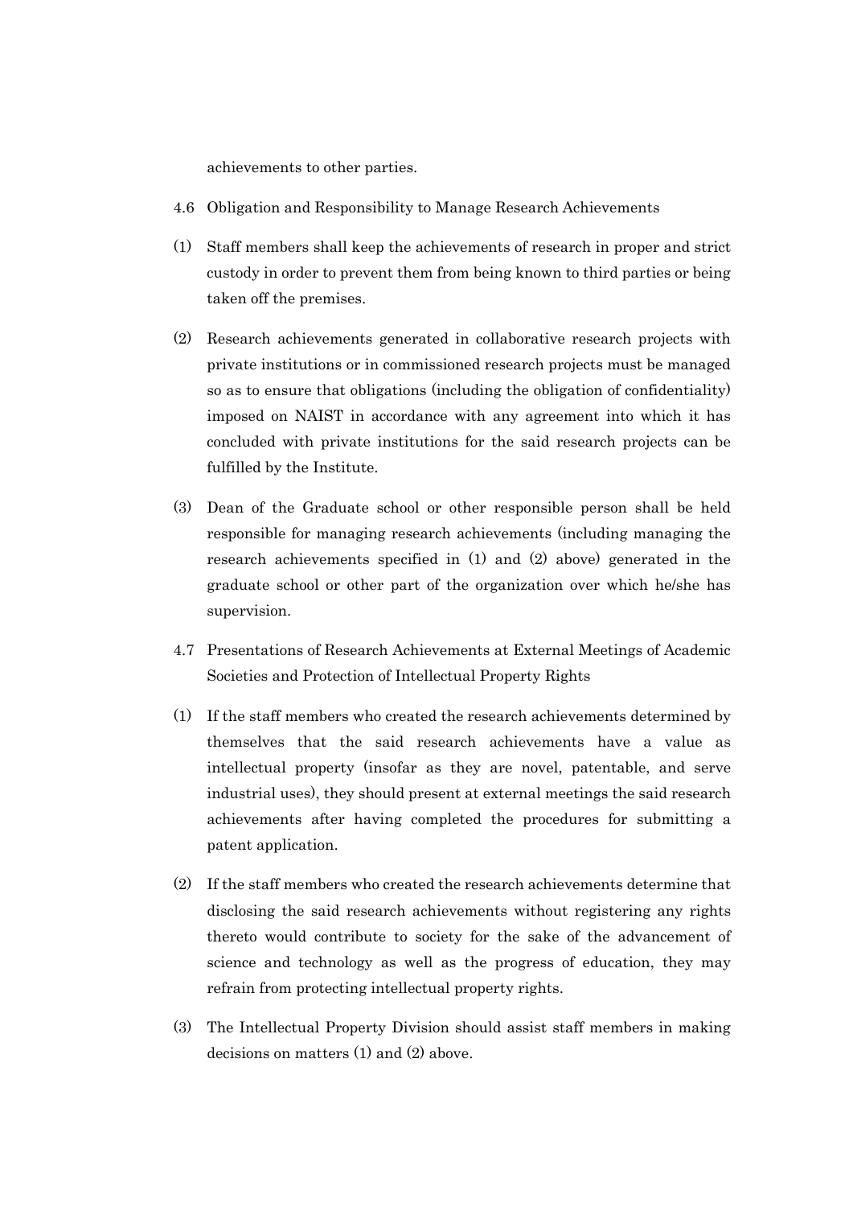achievements to other parties.

4.6 Obligation and Responsibility to Manage Research Achievements

(1) Staff members shall keep the achievements of research in proper and strict custody in order to prevent them from being known to third parties or being taken off the premises.

(2) Research achievements generated in collaborative research projects with private institutions or in commissioned research projects must be managed so as to ensure that obligations (including the obligation of confidentiality) imposed on NAIST in accordance with any agreement into which it has concluded with private institutions for the said research projects can be fulfilled by the Institute.

(3) Dean of the Graduate school or other responsible person shall be held responsible for managing research achievements (including managing the research achievements specified in (1) and (2) above) generated in the graduate school or other part of the organization over which he/she has supervision.

4.7 Presentations of Research Achievements at External Meetings of Academic Societies and Protection of Intellectual Property Rights

(1) If the staff members who created the research achievements determined by themselves that the said research achievements have a value as intellectual property (insofar as they are novel, patentable, and serve industrial uses), they should present at external meetings the said research achievements after having completed the procedures for submitting a patent application.

(2) If the staff members who created the research achievements determine that disclosing the said research achievements without registering any rights thereto would contribute to society for the sake of the advancement of science and technology as well as the progress of education, they may refrain from protecting intellectual property rights.

(3) The Intellectual Property Division should assist staff members in making decisions on matters (1) and (2) above.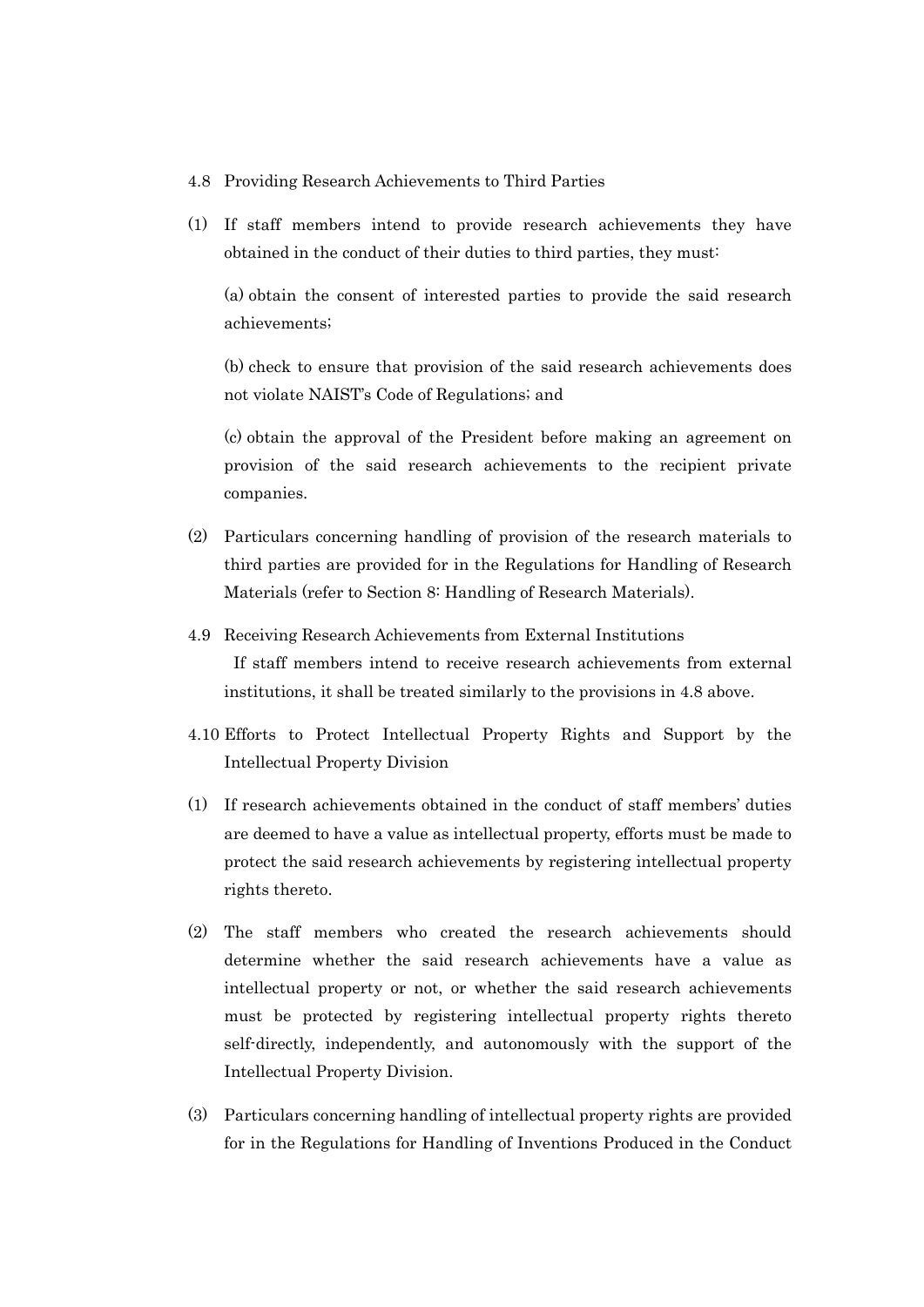### 4.8 Providing Research Achievements to Third Parties

(1) If staff members intend to provide research achievements they have obtained in the conduct of their duties to third parties, they must:

(a) obtain the consent of interested parties to provide the said research achievements;

(b) check to ensure that provision of the said research achievements does not violate NAIST's Code of Regulations; and

(c) obtain the approval of the President before making an agreement on provision of the said research achievements to the recipient private companies.

(2) Particulars concerning handling of provision of the research materials to third parties are provided for in the Regulations for Handling of Research Materials (refer to Section 8: Handling of Research Materials).

### 4.9 Receiving Research Achievements from External Institutions

If staff members intend to receive research achievements from external institutions, it shall be treated similarly to the provisions in 4.8 above.

### 4.10 Efforts to Protect Intellectual Property Rights and Support by the Intellectual Property Division

(1) If research achievements obtained in the conduct of staff members' duties are deemed to have a value as intellectual property, efforts must be made to protect the said research achievements by registering intellectual property rights thereto.

(2) The staff members who created the research achievements should determine whether the said research achievements have a value as intellectual property or not, or whether the said research achievements must be protected by registering intellectual property rights thereto self-directly, independently, and autonomously with the support of the Intellectual Property Division.

(3) Particulars concerning handling of intellectual property rights are provided for in the Regulations for Handling of Inventions Produced in the Conduct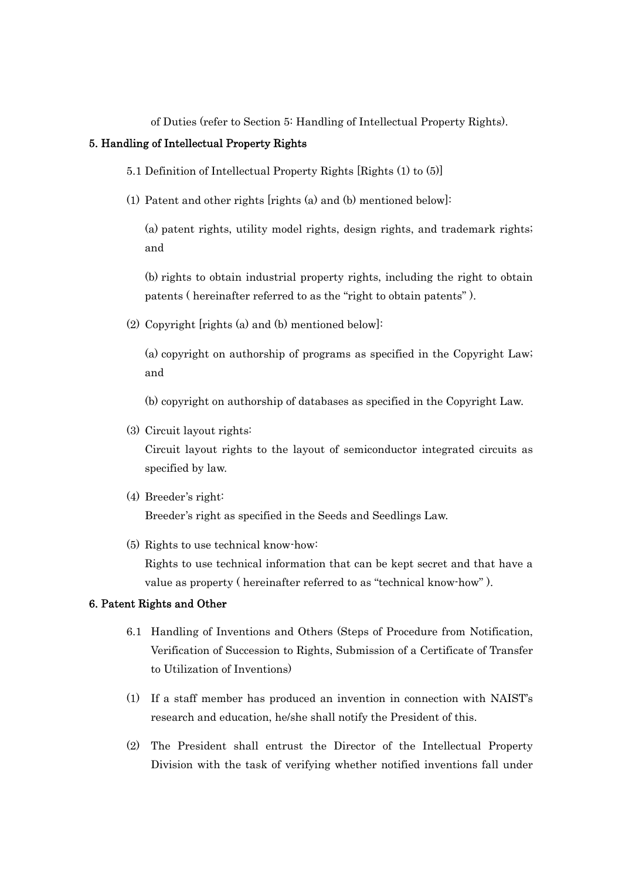of Duties (refer to Section 5: Handling of Intellectual Property Rights).

## 5. Handling of Intellectual Property Rights

5.1 Definition of Intellectual Property Rights [Rights (1) to (5)]

(1) Patent and other rights [rights (a) and (b) mentioned below]:

(a) patent rights, utility model rights, design rights, and trademark rights; and

(b) rights to obtain industrial property rights, including the right to obtain patents ( hereinafter referred to as the "right to obtain patents" ).

(2) Copyright [rights (a) and (b) mentioned below]:

(a) copyright on authorship of programs as specified in the Copyright Law; and

(b) copyright on authorship of databases as specified in the Copyright Law.

(3) Circuit layout rights:
Circuit layout rights to the layout of semiconductor integrated circuits as specified by law.

(4) Breeder's right:
Breeder's right as specified in the Seeds and Seedlings Law.

(5) Rights to use technical know-how:
Rights to use technical information that can be kept secret and that have a value as property ( hereinafter referred to as "technical know-how" ).

## 6. Patent Rights and Other

6.1 Handling of Inventions and Others (Steps of Procedure from Notification, Verification of Succession to Rights, Submission of a Certificate of Transfer to Utilization of Inventions)

(1) If a staff member has produced an invention in connection with NAIST's research and education, he/she shall notify the President of this.

(2) The President shall entrust the Director of the Intellectual Property Division with the task of verifying whether notified inventions fall under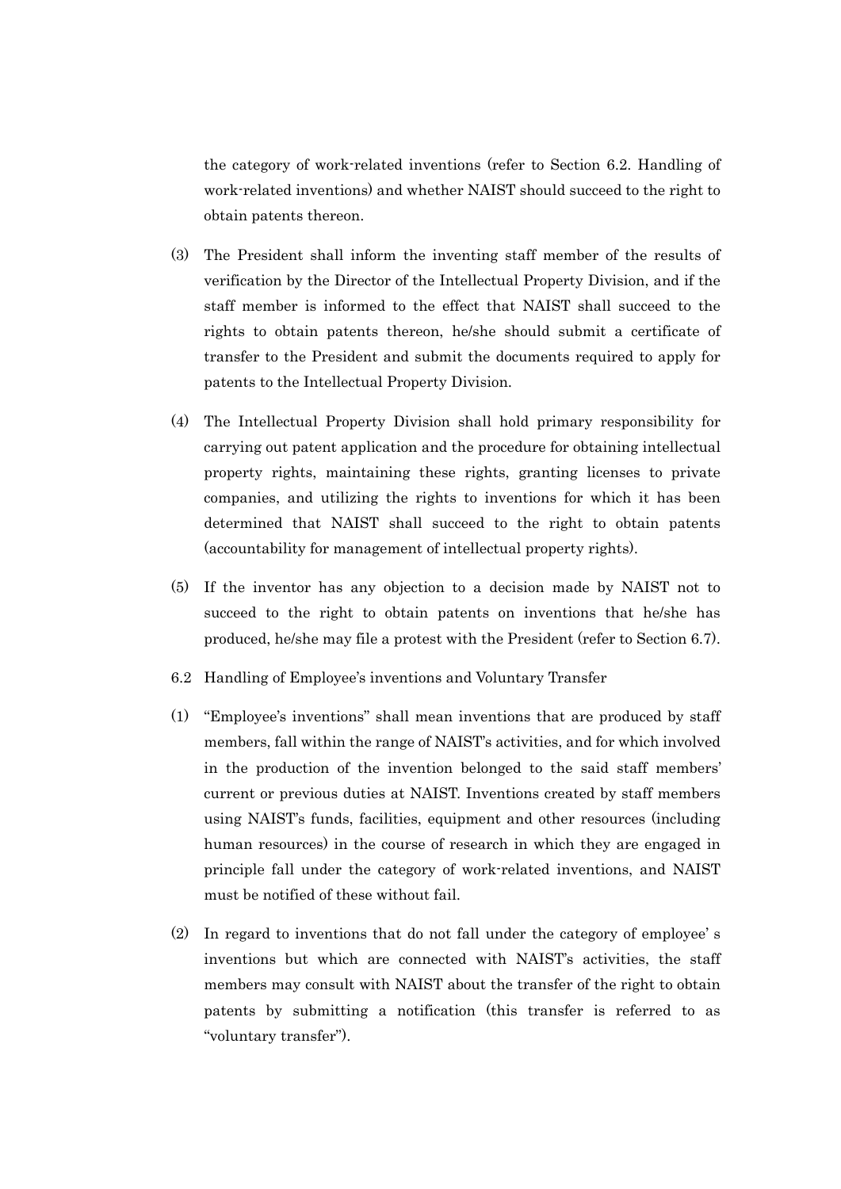the category of work-related inventions (refer to Section 6.2. Handling of work-related inventions) and whether NAIST should succeed to the right to obtain patents thereon.

(3) The President shall inform the inventing staff member of the results of verification by the Director of the Intellectual Property Division, and if the staff member is informed to the effect that NAIST shall succeed to the rights to obtain patents thereon, he/she should submit a certificate of transfer to the President and submit the documents required to apply for patents to the Intellectual Property Division.

(4) The Intellectual Property Division shall hold primary responsibility for carrying out patent application and the procedure for obtaining intellectual property rights, maintaining these rights, granting licenses to private companies, and utilizing the rights to inventions for which it has been determined that NAIST shall succeed to the right to obtain patents (accountability for management of intellectual property rights).

(5) If the inventor has any objection to a decision made by NAIST not to succeed to the right to obtain patents on inventions that he/she has produced, he/she may file a protest with the President (refer to Section 6.7).

6.2 Handling of Employee's inventions and Voluntary Transfer

(1) "Employee's inventions" shall mean inventions that are produced by staff members, fall within the range of NAIST's activities, and for which involved in the production of the invention belonged to the said staff members' current or previous duties at NAIST. Inventions created by staff members using NAIST's funds, facilities, equipment and other resources (including human resources) in the course of research in which they are engaged in principle fall under the category of work-related inventions, and NAIST must be notified of these without fail.

(2) In regard to inventions that do not fall under the category of employee' s inventions but which are connected with NAIST's activities, the staff members may consult with NAIST about the transfer of the right to obtain patents by submitting a notification (this transfer is referred to as "voluntary transfer").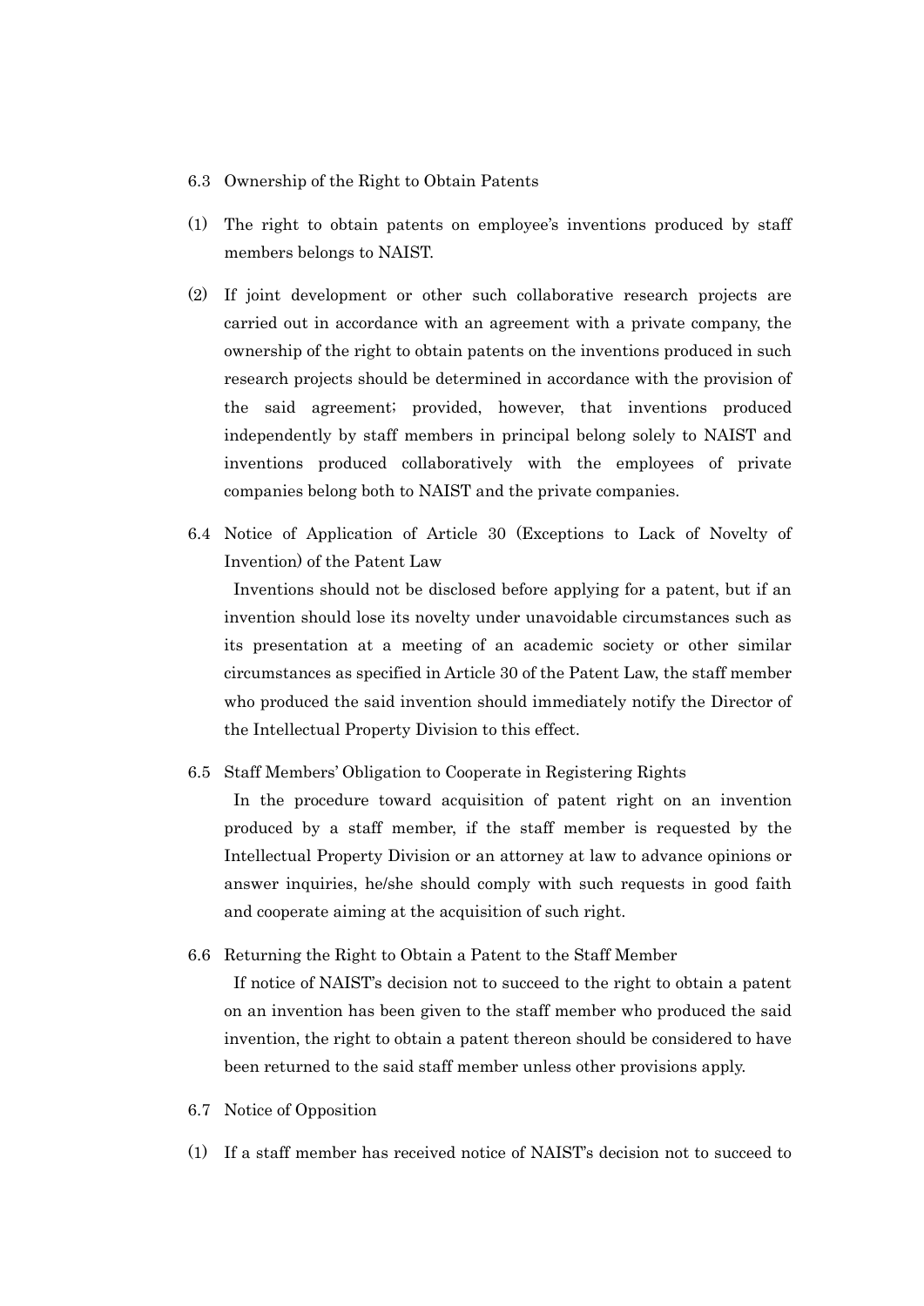### 6.3 Ownership of the Right to Obtain Patents

(1) The right to obtain patents on employee's inventions produced by staff members belongs to NAIST.

(2) If joint development or other such collaborative research projects are carried out in accordance with an agreement with a private company, the ownership of the right to obtain patents on the inventions produced in such research projects should be determined in accordance with the provision of the said agreement; provided, however, that inventions produced independently by staff members in principal belong solely to NAIST and inventions produced collaboratively with the employees of private companies belong both to NAIST and the private companies.

### 6.4 Notice of Application of Article 30 (Exceptions to Lack of Novelty of Invention) of the Patent Law

Inventions should not be disclosed before applying for a patent, but if an invention should lose its novelty under unavoidable circumstances such as its presentation at a meeting of an academic society or other similar circumstances as specified in Article 30 of the Patent Law, the staff member who produced the said invention should immediately notify the Director of the Intellectual Property Division to this effect.

### 6.5 Staff Members' Obligation to Cooperate in Registering Rights

In the procedure toward acquisition of patent right on an invention produced by a staff member, if the staff member is requested by the Intellectual Property Division or an attorney at law to advance opinions or answer inquiries, he/she should comply with such requests in good faith and cooperate aiming at the acquisition of such right.

### 6.6 Returning the Right to Obtain a Patent to the Staff Member

If notice of NAIST's decision not to succeed to the right to obtain a patent on an invention has been given to the staff member who produced the said invention, the right to obtain a patent thereon should be considered to have been returned to the said staff member unless other provisions apply.

### 6.7 Notice of Opposition

(1) If a staff member has received notice of NAIST's decision not to succeed to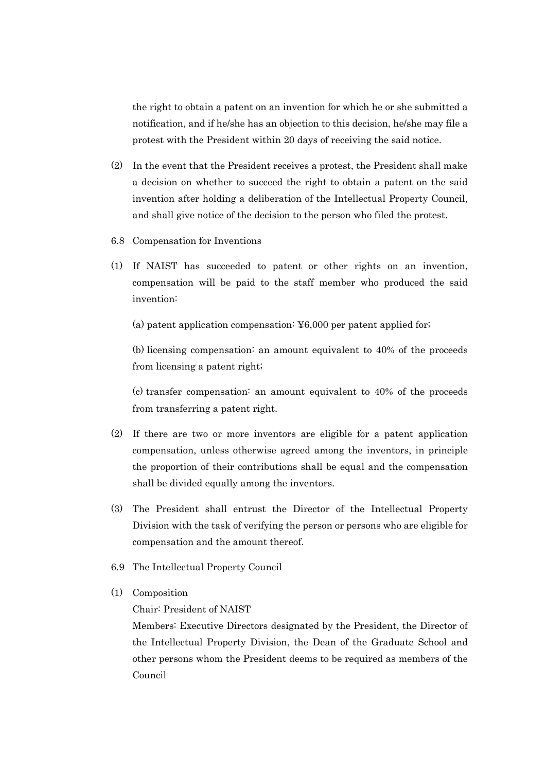the right to obtain a patent on an invention for which he or she submitted a notification, and if he/she has an objection to this decision, he/she may file a protest with the President within 20 days of receiving the said notice.

(2) In the event that the President receives a protest, the President shall make a decision on whether to succeed the right to obtain a patent on the said invention after holding a deliberation of the Intellectual Property Council, and shall give notice of the decision to the person who filed the protest.

6.8 Compensation for Inventions

(1) If NAIST has succeeded to patent or other rights on an invention, compensation will be paid to the staff member who produced the said invention:

(a) patent application compensation: ¥6,000 per patent applied for;

(b) licensing compensation: an amount equivalent to 40% of the proceeds from licensing a patent right;

(c) transfer compensation: an amount equivalent to 40% of the proceeds from transferring a patent right.

(2) If there are two or more inventors are eligible for a patent application compensation, unless otherwise agreed among the inventors, in principle the proportion of their contributions shall be equal and the compensation shall be divided equally among the inventors.

(3) The President shall entrust the Director of the Intellectual Property Division with the task of verifying the person or persons who are eligible for compensation and the amount thereof.

6.9 The Intellectual Property Council

(1) Composition

Chair: President of NAIST

Members: Executive Directors designated by the President, the Director of the Intellectual Property Division, the Dean of the Graduate School and other persons whom the President deems to be required as members of the Council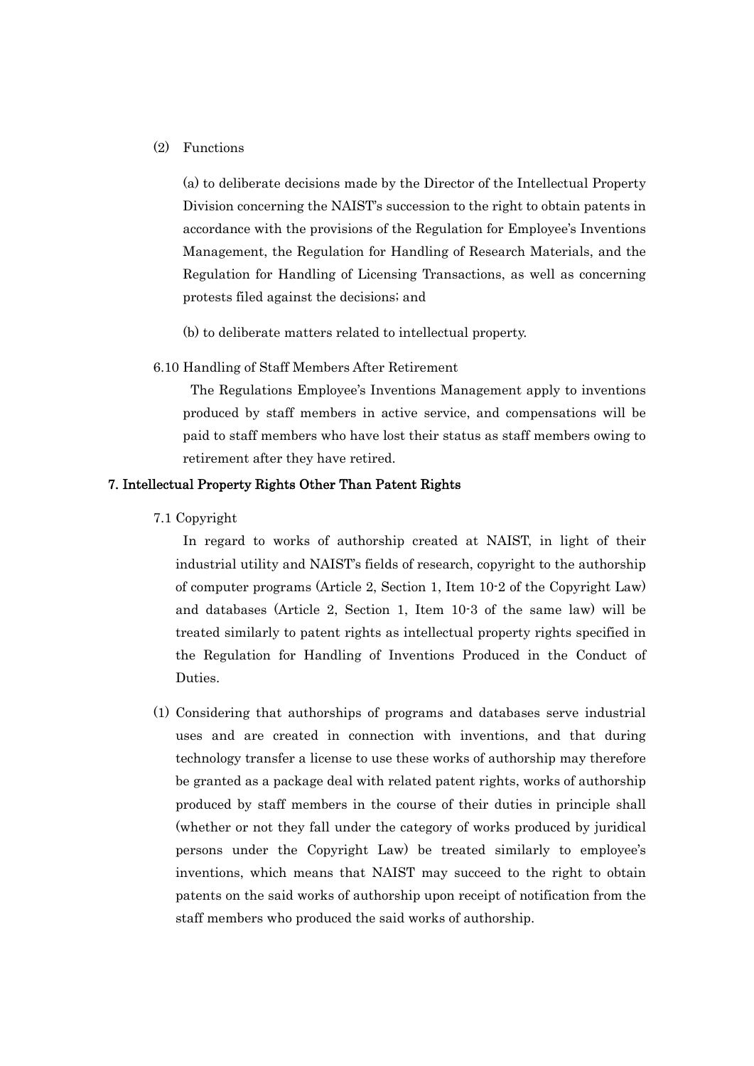(2) Functions

(a) to deliberate decisions made by the Director of the Intellectual Property Division concerning the NAIST's succession to the right to obtain patents in accordance with the provisions of the Regulation for Employee's Inventions Management, the Regulation for Handling of Research Materials, and the Regulation for Handling of Licensing Transactions, as well as concerning protests filed against the decisions; and

(b) to deliberate matters related to intellectual property.

6.10 Handling of Staff Members After Retirement

The Regulations Employee's Inventions Management apply to inventions produced by staff members in active service, and compensations will be paid to staff members who have lost their status as staff members owing to retirement after they have retired.

## 7. Intellectual Property Rights Other Than Patent Rights

7.1 Copyright

In regard to works of authorship created at NAIST, in light of their industrial utility and NAIST's fields of research, copyright to the authorship of computer programs (Article 2, Section 1, Item 10-2 of the Copyright Law) and databases (Article 2, Section 1, Item 10-3 of the same law) will be treated similarly to patent rights as intellectual property rights specified in the Regulation for Handling of Inventions Produced in the Conduct of Duties.

(1) Considering that authorships of programs and databases serve industrial uses and are created in connection with inventions, and that during technology transfer a license to use these works of authorship may therefore be granted as a package deal with related patent rights, works of authorship produced by staff members in the course of their duties in principle shall (whether or not they fall under the category of works produced by juridical persons under the Copyright Law) be treated similarly to employee's inventions, which means that NAIST may succeed to the right to obtain patents on the said works of authorship upon receipt of notification from the staff members who produced the said works of authorship.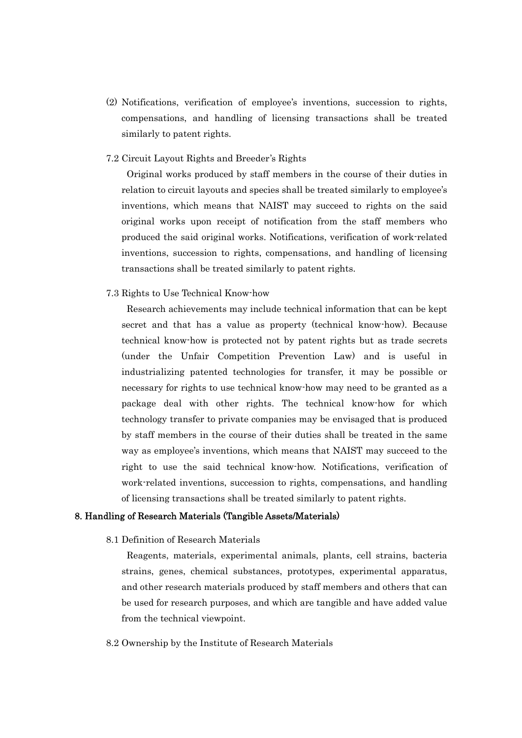(2) Notifications, verification of employee's inventions, succession to rights, compensations, and handling of licensing transactions shall be treated similarly to patent rights.

7.2 Circuit Layout Rights and Breeder's Rights

Original works produced by staff members in the course of their duties in relation to circuit layouts and species shall be treated similarly to employee's inventions, which means that NAIST may succeed to rights on the said original works upon receipt of notification from the staff members who produced the said original works. Notifications, verification of work-related inventions, succession to rights, compensations, and handling of licensing transactions shall be treated similarly to patent rights.

7.3 Rights to Use Technical Know-how

Research achievements may include technical information that can be kept secret and that has a value as property (technical know-how). Because technical know-how is protected not by patent rights but as trade secrets (under the Unfair Competition Prevention Law) and is useful in industrializing patented technologies for transfer, it may be possible or necessary for rights to use technical know-how may need to be granted as a package deal with other rights. The technical know-how for which technology transfer to private companies may be envisaged that is produced by staff members in the course of their duties shall be treated in the same way as employee's inventions, which means that NAIST may succeed to the right to use the said technical know-how. Notifications, verification of work-related inventions, succession to rights, compensations, and handling of licensing transactions shall be treated similarly to patent rights.

## 8. Handling of Research Materials (Tangible Assets/Materials)

8.1 Definition of Research Materials

Reagents, materials, experimental animals, plants, cell strains, bacteria strains, genes, chemical substances, prototypes, experimental apparatus, and other research materials produced by staff members and others that can be used for research purposes, and which are tangible and have added value from the technical viewpoint.

8.2 Ownership by the Institute of Research Materials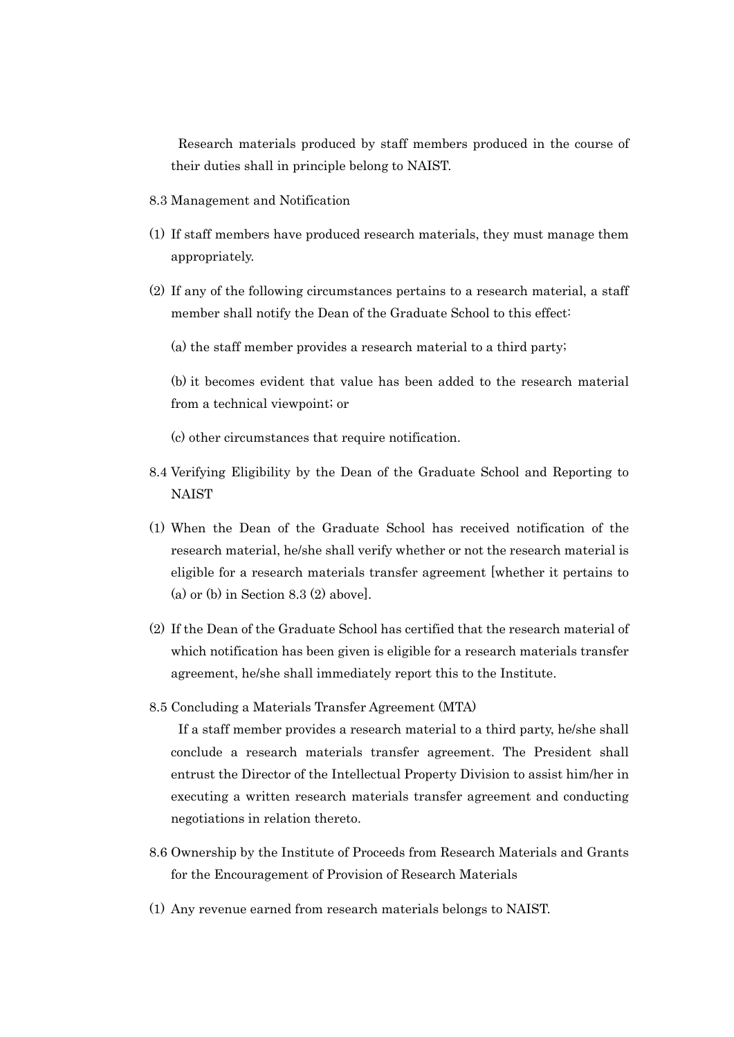Research materials produced by staff members produced in the course of their duties shall in principle belong to NAIST.

### 8.3 Management and Notification

(1) If staff members have produced research materials, they must manage them appropriately.

(2) If any of the following circumstances pertains to a research material, a staff member shall notify the Dean of the Graduate School to this effect:

(a) the staff member provides a research material to a third party;

(b) it becomes evident that value has been added to the research material from a technical viewpoint; or

(c) other circumstances that require notification.

### 8.4 Verifying Eligibility by the Dean of the Graduate School and Reporting to NAIST

(1) When the Dean of the Graduate School has received notification of the research material, he/she shall verify whether or not the research material is eligible for a research materials transfer agreement [whether it pertains to (a) or (b) in Section 8.3 (2) above].

(2) If the Dean of the Graduate School has certified that the research material of which notification has been given is eligible for a research materials transfer agreement, he/she shall immediately report this to the Institute.

### 8.5 Concluding a Materials Transfer Agreement (MTA)

If a staff member provides a research material to a third party, he/she shall conclude a research materials transfer agreement. The President shall entrust the Director of the Intellectual Property Division to assist him/her in executing a written research materials transfer agreement and conducting negotiations in relation thereto.

### 8.6 Ownership by the Institute of Proceeds from Research Materials and Grants for the Encouragement of Provision of Research Materials

(1) Any revenue earned from research materials belongs to NAIST.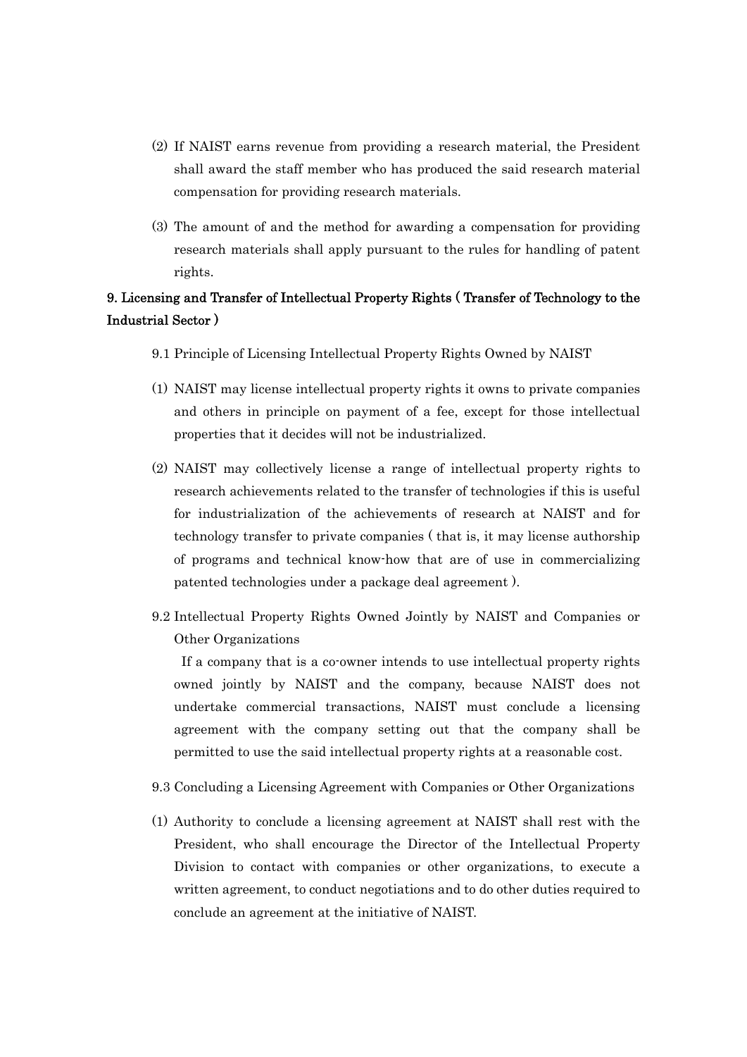(2) If NAIST earns revenue from providing a research material, the President shall award the staff member who has produced the said research material compensation for providing research materials.

(3) The amount of and the method for awarding a compensation for providing research materials shall apply pursuant to the rules for handling of patent rights.

## 9. Licensing and Transfer of Intellectual Property Rights ( Transfer of Technology to the Industrial Sector )

9.1 Principle of Licensing Intellectual Property Rights Owned by NAIST

(1) NAIST may license intellectual property rights it owns to private companies and others in principle on payment of a fee, except for those intellectual properties that it decides will not be industrialized.

(2) NAIST may collectively license a range of intellectual property rights to research achievements related to the transfer of technologies if this is useful for industrialization of the achievements of research at NAIST and for technology transfer to private companies ( that is, it may license authorship of programs and technical know-how that are of use in commercializing patented technologies under a package deal agreement ).

9.2 Intellectual Property Rights Owned Jointly by NAIST and Companies or Other Organizations

If a company that is a co-owner intends to use intellectual property rights owned jointly by NAIST and the company, because NAIST does not undertake commercial transactions, NAIST must conclude a licensing agreement with the company setting out that the company shall be permitted to use the said intellectual property rights at a reasonable cost.

9.3 Concluding a Licensing Agreement with Companies or Other Organizations

(1) Authority to conclude a licensing agreement at NAIST shall rest with the President, who shall encourage the Director of the Intellectual Property Division to contact with companies or other organizations, to execute a written agreement, to conduct negotiations and to do other duties required to conclude an agreement at the initiative of NAIST.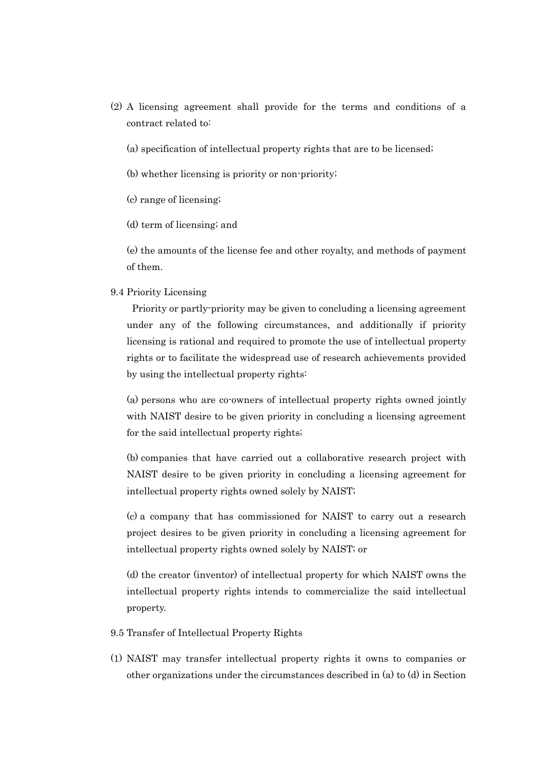(2) A licensing agreement shall provide for the terms and conditions of a contract related to:

(a) specification of intellectual property rights that are to be licensed;

(b) whether licensing is priority or non-priority;

(c) range of licensing;

(d) term of licensing; and

(e) the amounts of the license fee and other royalty, and methods of payment of them.

9.4 Priority Licensing

Priority or partly-priority may be given to concluding a licensing agreement under any of the following circumstances, and additionally if priority licensing is rational and required to promote the use of intellectual property rights or to facilitate the widespread use of research achievements provided by using the intellectual property rights:

(a) persons who are co-owners of intellectual property rights owned jointly with NAIST desire to be given priority in concluding a licensing agreement for the said intellectual property rights;

(b) companies that have carried out a collaborative research project with NAIST desire to be given priority in concluding a licensing agreement for intellectual property rights owned solely by NAIST;

(c) a company that has commissioned for NAIST to carry out a research project desires to be given priority in concluding a licensing agreement for intellectual property rights owned solely by NAIST; or

(d) the creator (inventor) of intellectual property for which NAIST owns the intellectual property rights intends to commercialize the said intellectual property.

9.5 Transfer of Intellectual Property Rights

(1) NAIST may transfer intellectual property rights it owns to companies or other organizations under the circumstances described in (a) to (d) in Section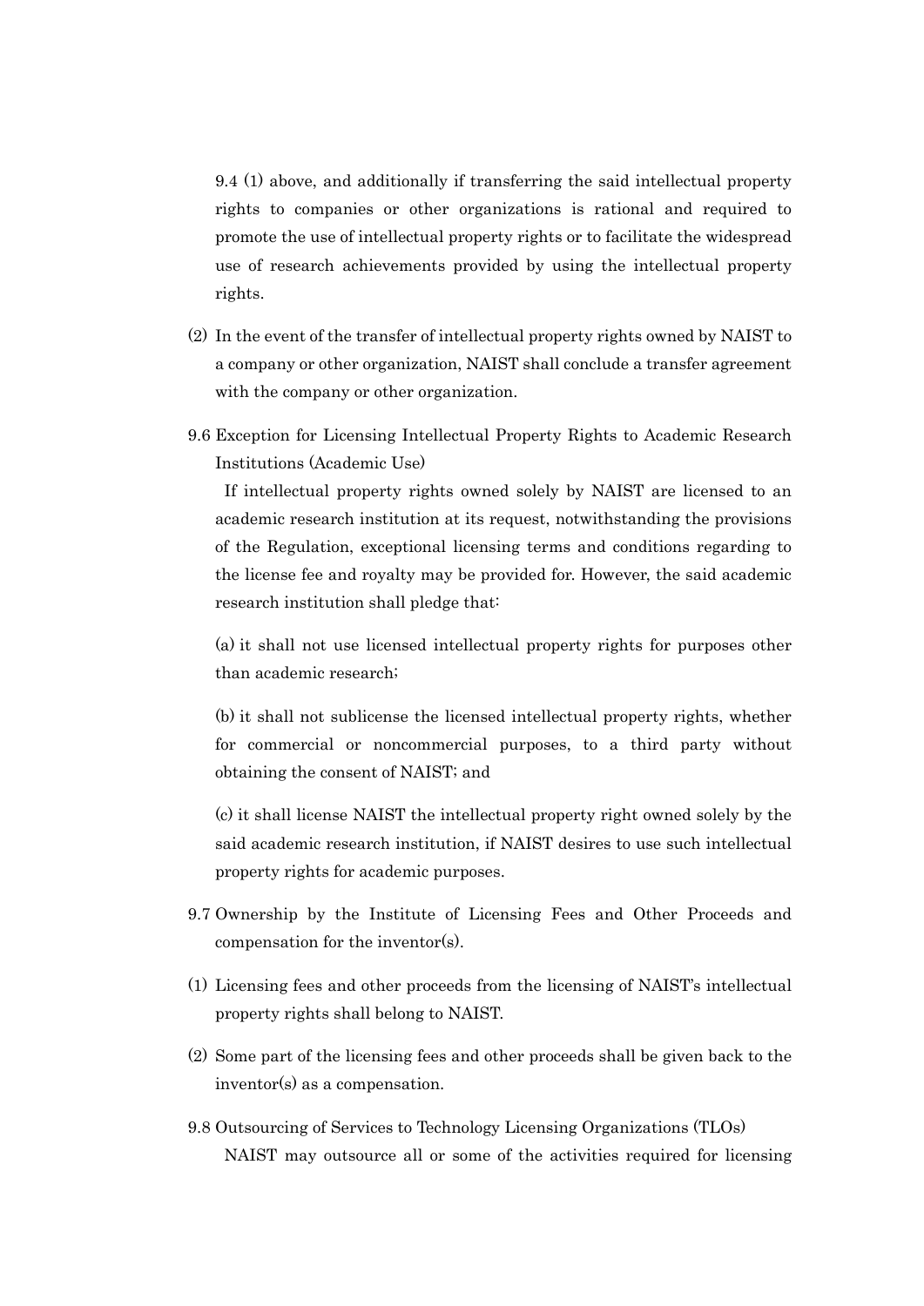9.4 (1) above, and additionally if transferring the said intellectual property rights to companies or other organizations is rational and required to promote the use of intellectual property rights or to facilitate the widespread use of research achievements provided by using the intellectual property rights.

(2) In the event of the transfer of intellectual property rights owned by NAIST to a company or other organization, NAIST shall conclude a transfer agreement with the company or other organization.

9.6 Exception for Licensing Intellectual Property Rights to Academic Research Institutions (Academic Use)

If intellectual property rights owned solely by NAIST are licensed to an academic research institution at its request, notwithstanding the provisions of the Regulation, exceptional licensing terms and conditions regarding to the license fee and royalty may be provided for. However, the said academic research institution shall pledge that:

(a) it shall not use licensed intellectual property rights for purposes other than academic research;

(b) it shall not sublicense the licensed intellectual property rights, whether for commercial or noncommercial purposes, to a third party without obtaining the consent of NAIST; and

(c) it shall license NAIST the intellectual property right owned solely by the said academic research institution, if NAIST desires to use such intellectual property rights for academic purposes.

9.7 Ownership by the Institute of Licensing Fees and Other Proceeds and compensation for the inventor(s).

(1) Licensing fees and other proceeds from the licensing of NAIST's intellectual property rights shall belong to NAIST.

(2) Some part of the licensing fees and other proceeds shall be given back to the inventor(s) as a compensation.

9.8 Outsourcing of Services to Technology Licensing Organizations (TLOs)

NAIST may outsource all or some of the activities required for licensing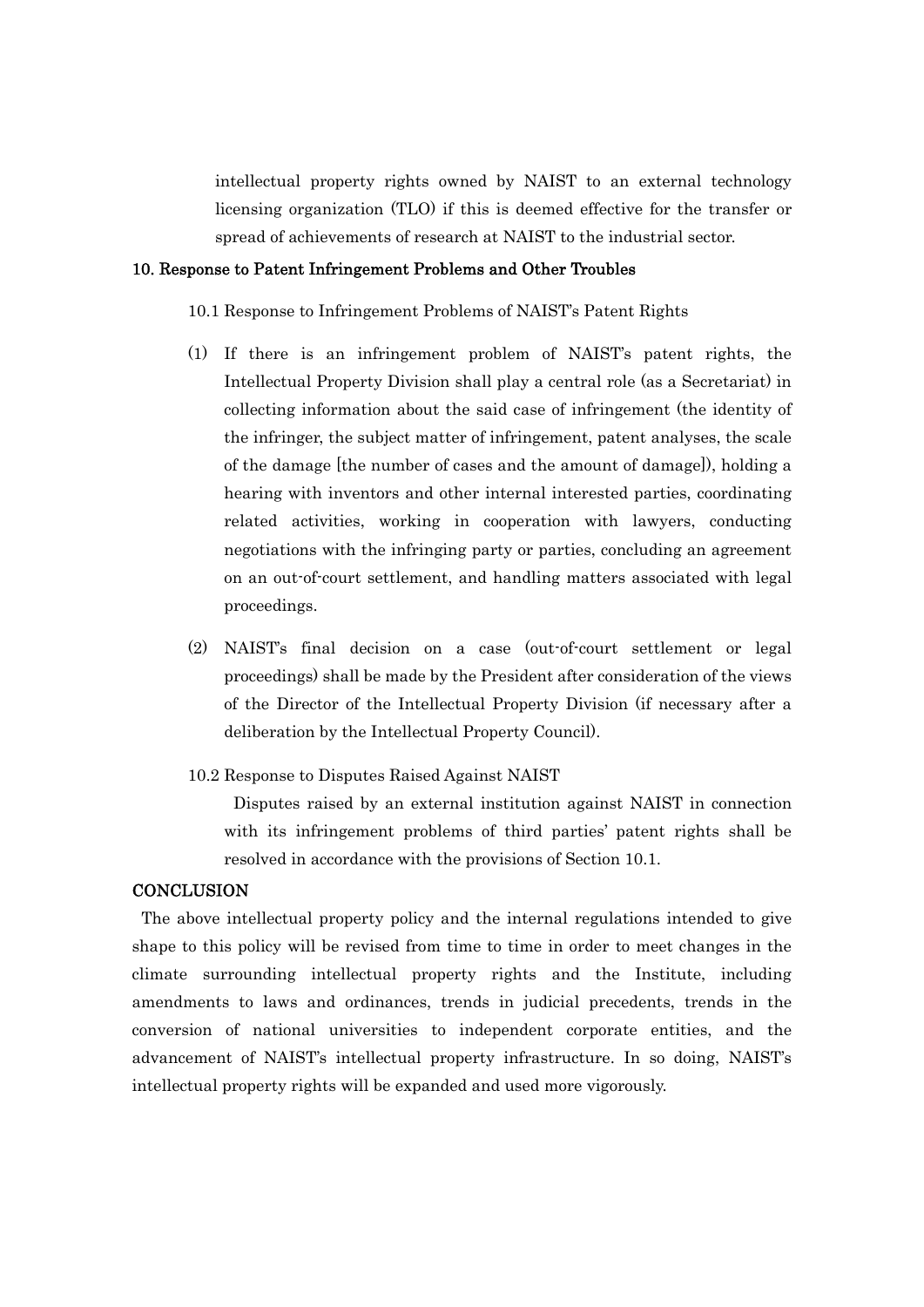intellectual property rights owned by NAIST to an external technology licensing organization (TLO) if this is deemed effective for the transfer or spread of achievements of research at NAIST to the industrial sector.

## 10. Response to Patent Infringement Problems and Other Troubles

### 10.1 Response to Infringement Problems of NAIST's Patent Rights

(1) If there is an infringement problem of NAIST's patent rights, the Intellectual Property Division shall play a central role (as a Secretariat) in collecting information about the said case of infringement (the identity of the infringer, the subject matter of infringement, patent analyses, the scale of the damage [the number of cases and the amount of damage]), holding a hearing with inventors and other internal interested parties, coordinating related activities, working in cooperation with lawyers, conducting negotiations with the infringing party or parties, concluding an agreement on an out-of-court settlement, and handling matters associated with legal proceedings.

(2) NAIST's final decision on a case (out-of-court settlement or legal proceedings) shall be made by the President after consideration of the views of the Director of the Intellectual Property Division (if necessary after a deliberation by the Intellectual Property Council).

### 10.2 Response to Disputes Raised Against NAIST

Disputes raised by an external institution against NAIST in connection with its infringement problems of third parties' patent rights shall be resolved in accordance with the provisions of Section 10.1.

## CONCLUSION

The above intellectual property policy and the internal regulations intended to give shape to this policy will be revised from time to time in order to meet changes in the climate surrounding intellectual property rights and the Institute, including amendments to laws and ordinances, trends in judicial precedents, trends in the conversion of national universities to independent corporate entities, and the advancement of NAIST's intellectual property infrastructure. In so doing, NAIST's intellectual property rights will be expanded and used more vigorously.